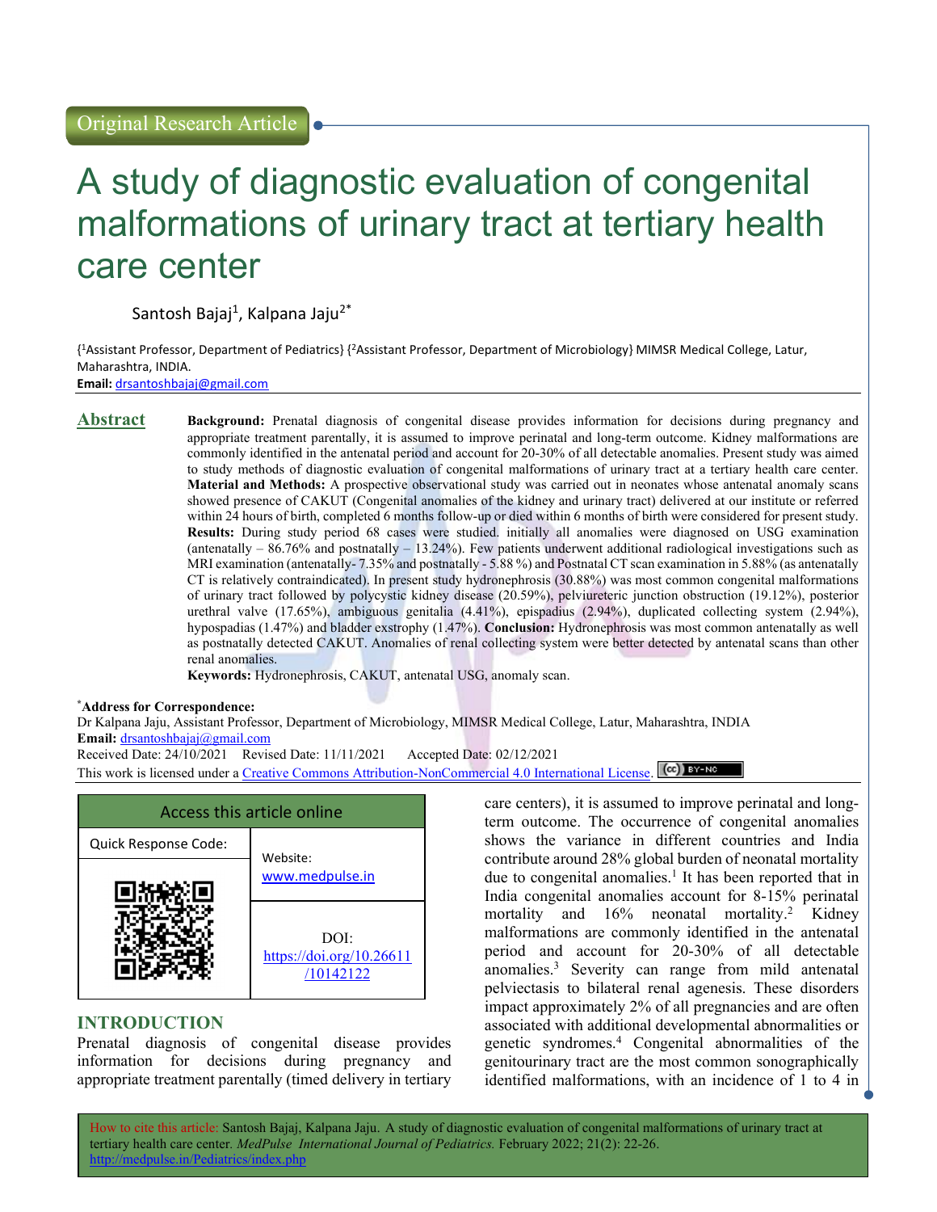Original Research Article

# A study of diagnostic evaluation of congenital malformations of urinary tract at tertiary health care center

Santosh Bajaj[1], Kalpana Jaju[2*]

{[1]Assistant Professor, Department of Pediatrics} {[2]Assistant Professor, Department of Microbiology} MIMSR Medical College, Latur, Maharashtra, INDIA.

**Email:** drsantoshbajaj@gmail.com

## Abstract

**Background:** Prenatal diagnosis of congenital disease provides information for decisions during pregnancy and appropriate treatment parentally, it is assumed to improve perinatal and long-term outcome. Kidney malformations are commonly identified in the antenatal period and account for 20-30% of all detectable anomalies. Present study was aimed to study methods of diagnostic evaluation of congenital malformations of urinary tract at a tertiary health care center. **Material and Methods:** A prospective observational study was carried out in neonates whose antenatal anomaly scans showed presence of CAKUT (Congenital anomalies of the kidney and urinary tract) delivered at our institute or referred within 24 hours of birth, completed 6 months follow-up or died within 6 months of birth were considered for present study. **Results:** During study period 68 cases were studied. initially all anomalies were diagnosed on USG examination (antenatally – 86.76% and postnatally – 13.24%). Few patients underwent additional radiological investigations such as MRI examination (antenatally- 7.35% and postnatally - 5.88 %) and Postnatal CT scan examination in 5.88% (as antenatally CT is relatively contraindicated). In present study hydronephrosis (30.88%) was most common congenital malformations of urinary tract followed by polycystic kidney disease (20.59%), pelviureteric junction obstruction (19.12%), posterior urethral valve (17.65%), ambiguous genitalia (4.41%), epispadius (2.94%), duplicated collecting system (2.94%), hypospadias (1.47%) and bladder exstrophy (1.47%). **Conclusion:** Hydronephrosis was most common antenatally as well as postnatally detected CAKUT. Anomalies of renal collecting system were better detected by antenatal scans than other renal anomalies.

**Keywords:** Hydronephrosis, CAKUT, antenatal USG, anomaly scan.

**\*Address for Correspondence:**
Dr Kalpana Jaju, Assistant Professor, Department of Microbiology, MIMSR Medical College, Latur, Maharashtra, INDIA
**Email:** drsantoshbajaj@gmail.com
Received Date: 24/10/2021 Revised Date: 11/11/2021 Accepted Date: 02/12/2021
This work is licensed under a Creative Commons Attribution-NonCommercial 4.0 International License.

| Access this article online | |
|---|---|
| Quick Response Code: | Website: www.medpulse.in |
| | DOI: https://doi.org/10.26611/10142122 |

## INTRODUCTION

Prenatal diagnosis of congenital disease provides information for decisions during pregnancy and appropriate treatment parentally (timed delivery in tertiary care centers), it is assumed to improve perinatal and long-term outcome. The occurrence of congenital anomalies shows the variance in different countries and India contribute around 28% global burden of neonatal mortality due to congenital anomalies.[1] It has been reported that in India congenital anomalies account for 8-15% perinatal mortality and 16% neonatal mortality.[2] Kidney malformations are commonly identified in the antenatal period and account for 20-30% of all detectable anomalies.[3] Severity can range from mild antenatal pelviectasis to bilateral renal agenesis. These disorders impact approximately 2% of all pregnancies and are often associated with additional developmental abnormalities or genetic syndromes.[4] Congenital abnormalities of the genitourinary tract are the most common sonographically identified malformations, with an incidence of 1 to 4 in

How to cite this article: Santosh Bajaj, Kalpana Jaju. A study of diagnostic evaluation of congenital malformations of urinary tract at tertiary health care center. *MedPulse International Journal of Pediatrics.* February 2022; 21(2): 22-26. http://medpulse.in/Pediatrics/index.php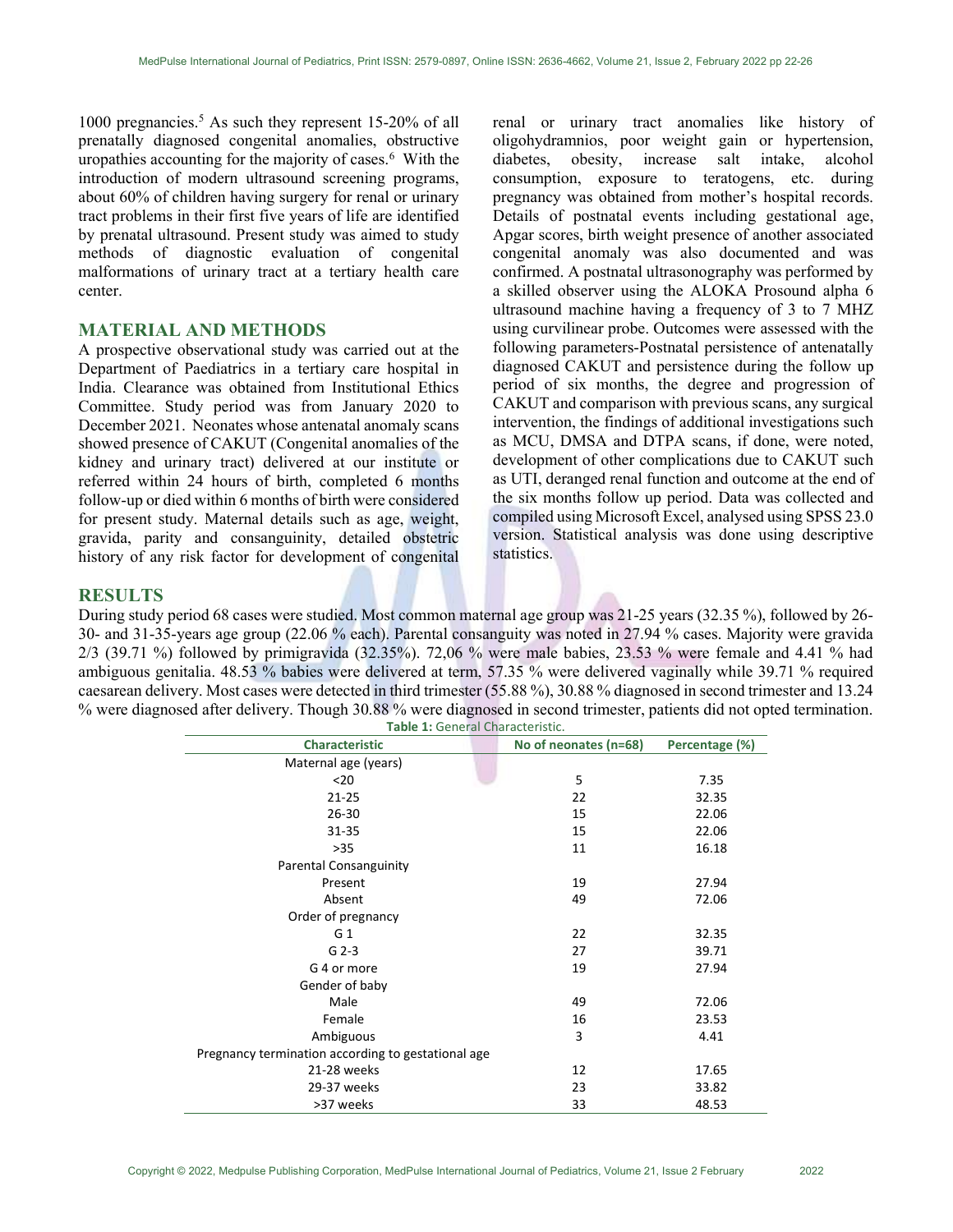1000 pregnancies.[5] As such they represent 15-20% of all prenatally diagnosed congenital anomalies, obstructive uropathies accounting for the majority of cases.[6] With the introduction of modern ultrasound screening programs, about 60% of children having surgery for renal or urinary tract problems in their first five years of life are identified by prenatal ultrasound. Present study was aimed to study methods of diagnostic evaluation of congenital malformations of urinary tract at a tertiary health care center.

## MATERIAL AND METHODS

A prospective observational study was carried out at the Department of Paediatrics in a tertiary care hospital in India. Clearance was obtained from Institutional Ethics Committee. Study period was from January 2020 to December 2021. Neonates whose antenatal anomaly scans showed presence of CAKUT (Congenital anomalies of the kidney and urinary tract) delivered at our institute or referred within 24 hours of birth, completed 6 months follow-up or died within 6 months of birth were considered for present study. Maternal details such as age, weight, gravida, parity and consanguinity, detailed obstetric history of any risk factor for development of congenital renal or urinary tract anomalies like history of oligohydramnios, poor weight gain or hypertension, diabetes, obesity, increase salt intake, alcohol consumption, exposure to teratogens, etc. during pregnancy was obtained from mother's hospital records. Details of postnatal events including gestational age, Apgar scores, birth weight presence of another associated congenital anomaly was also documented and was confirmed. A postnatal ultrasonography was performed by a skilled observer using the ALOKA Prosound alpha 6 ultrasound machine having a frequency of 3 to 7 MHZ using curvilinear probe. Outcomes were assessed with the following parameters-Postnatal persistence of antenatally diagnosed CAKUT and persistence during the follow up period of six months, the degree and progression of CAKUT and comparison with previous scans, any surgical intervention, the findings of additional investigations such as MCU, DMSA and DTPA scans, if done, were noted, development of other complications due to CAKUT such as UTI, deranged renal function and outcome at the end of the six months follow up period. Data was collected and compiled using Microsoft Excel, analysed using SPSS 23.0 version. Statistical analysis was done using descriptive statistics.

## RESULTS

During study period 68 cases were studied. Most common maternal age group was 21-25 years (32.35 %), followed by 26-30- and 31-35-years age group (22.06 % each). Parental consanguity was noted in 27.94 % cases. Majority were gravida 2/3 (39.71 %) followed by primigravida (32.35%). 72,06 % were male babies, 23.53 % were female and 4.41 % had ambiguous genitalia. 48.53 % babies were delivered at term, 57.35 % were delivered vaginally while 39.71 % required caesarean delivery. Most cases were detected in third trimester (55.88 %), 30.88 % diagnosed in second trimester and 13.24 % were diagnosed after delivery. Though 30.88 % were diagnosed in second trimester, patients did not opted termination.

**Table 1:** General Characteristic.

| Characteristic | No of neonates (n=68) | Percentage (%) |
|---|---|---|
| Maternal age (years) | | |
| <20 | 5 | 7.35 |
| 21-25 | 22 | 32.35 |
| 26-30 | 15 | 22.06 |
| 31-35 | 15 | 22.06 |
| >35 | 11 | 16.18 |
| Parental Consanguinity | | |
| Present | 19 | 27.94 |
| Absent | 49 | 72.06 |
| Order of pregnancy | | |
| G 1 | 22 | 32.35 |
| G 2-3 | 27 | 39.71 |
| G 4 or more | 19 | 27.94 |
| Gender of baby | | |
| Male | 49 | 72.06 |
| Female | 16 | 23.53 |
| Ambiguous | 3 | 4.41 |
| Pregnancy termination according to gestational age | | |
| 21-28 weeks | 12 | 17.65 |
| 29-37 weeks | 23 | 33.82 |
| >37 weeks | 33 | 48.53 |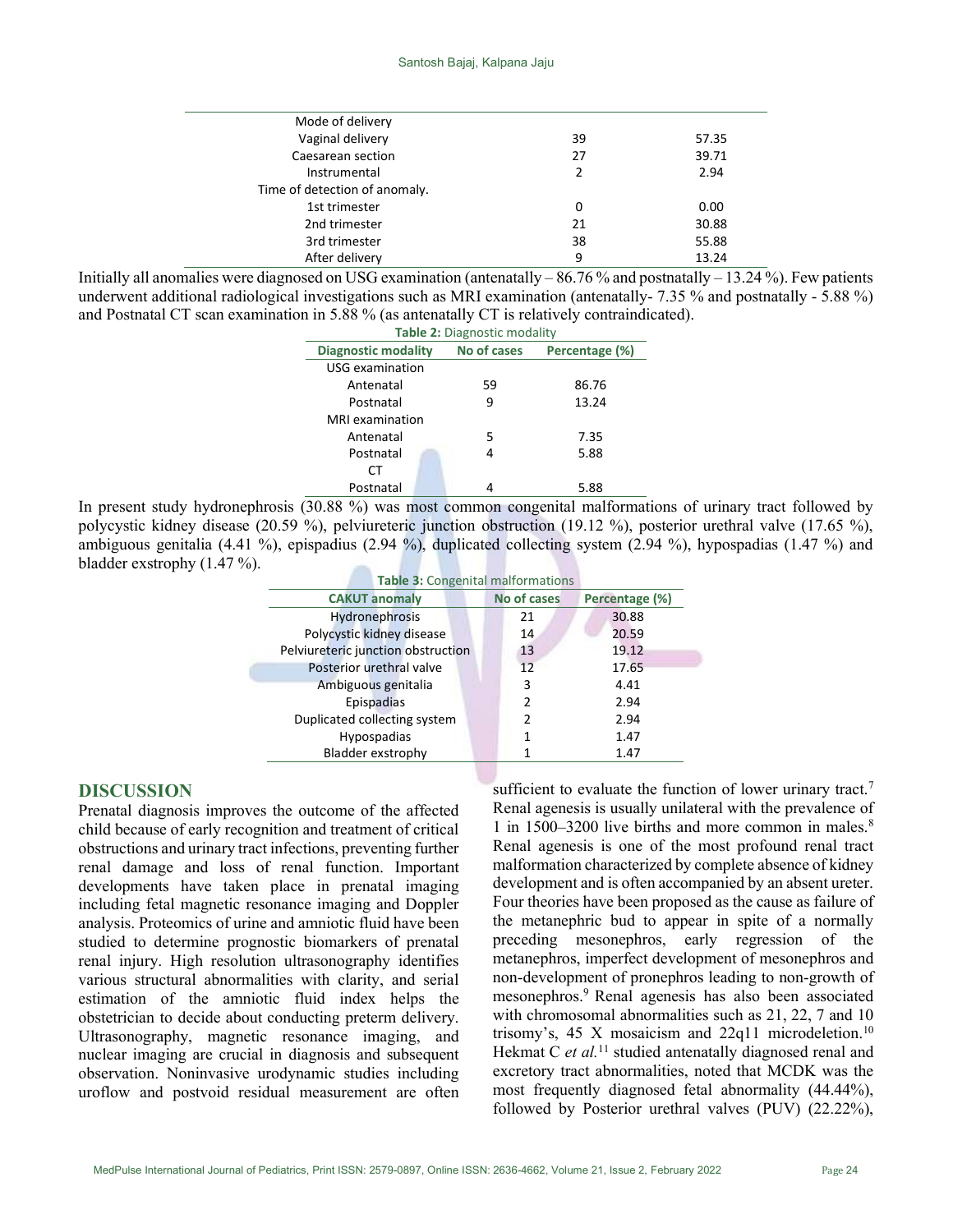| | | |
|---|---|---|
| Mode of delivery | | |
| Vaginal delivery | 39 | 57.35 |
| Caesarean section | 27 | 39.71 |
| Instrumental | 2 | 2.94 |
| Time of detection of anomaly. | | |
| 1st trimester | 0 | 0.00 |
| 2nd trimester | 21 | 30.88 |
| 3rd trimester | 38 | 55.88 |
| After delivery | 9 | 13.24 |

Initially all anomalies were diagnosed on USG examination (antenatally – 86.76 % and postnatally – 13.24 %). Few patients underwent additional radiological investigations such as MRI examination (antenatally- 7.35 % and postnatally - 5.88 %) and Postnatal CT scan examination in 5.88 % (as antenatally CT is relatively contraindicated).

**Table 2:** Diagnostic modality

| Diagnostic modality | No of cases | Percentage (%) |
|---|---|---|
| USG examination | | |
| Antenatal | 59 | 86.76 |
| Postnatal | 9 | 13.24 |
| MRI examination | | |
| Antenatal | 5 | 7.35 |
| Postnatal | 4 | 5.88 |
| CT | | |
| Postnatal | 4 | 5.88 |

In present study hydronephrosis (30.88 %) was most common congenital malformations of urinary tract followed by polycystic kidney disease (20.59 %), pelviureteric junction obstruction (19.12 %), posterior urethral valve (17.65 %), ambiguous genitalia (4.41 %), epispadius (2.94 %), duplicated collecting system (2.94 %), hypospadias (1.47 %) and bladder exstrophy (1.47 %).

**Table 3:** Congenital malformations

| CAKUT anomaly | No of cases | Percentage (%) |
|---|---|---|
| Hydronephrosis | 21 | 30.88 |
| Polycystic kidney disease | 14 | 20.59 |
| Pelviureteric junction obstruction | 13 | 19.12 |
| Posterior urethral valve | 12 | 17.65 |
| Ambiguous genitalia | 3 | 4.41 |
| Epispadias | 2 | 2.94 |
| Duplicated collecting system | 2 | 2.94 |
| Hypospadias | 1 | 1.47 |
| Bladder exstrophy | 1 | 1.47 |

## DISCUSSION

Prenatal diagnosis improves the outcome of the affected child because of early recognition and treatment of critical obstructions and urinary tract infections, preventing further renal damage and loss of renal function. Important developments have taken place in prenatal imaging including fetal magnetic resonance imaging and Doppler analysis. Proteomics of urine and amniotic fluid have been studied to determine prognostic biomarkers of prenatal renal injury. High resolution ultrasonography identifies various structural abnormalities with clarity, and serial estimation of the amniotic fluid index helps the obstetrician to decide about conducting preterm delivery. Ultrasonography, magnetic resonance imaging, and nuclear imaging are crucial in diagnosis and subsequent observation. Noninvasive urodynamic studies including uroflow and postvoid residual measurement are often sufficient to evaluate the function of lower urinary tract.[7] Renal agenesis is usually unilateral with the prevalence of 1 in 1500–3200 live births and more common in males.[8] Renal agenesis is one of the most profound renal tract malformation characterized by complete absence of kidney development and is often accompanied by an absent ureter. Four theories have been proposed as the cause as failure of the metanephric bud to appear in spite of a normally preceding mesonephros, early regression of the metanephros, imperfect development of mesonephros and non-development of pronephros leading to non-growth of mesonephros.[9] Renal agenesis has also been associated with chromosomal abnormalities such as 21, 22, 7 and 10 trisomy's, 45 X mosaicism and 22q11 microdeletion.[10] Hekmat C *et al.*[11] studied antenatally diagnosed renal and excretory tract abnormalities, noted that MCDK was the most frequently diagnosed fetal abnormality (44.44%), followed by Posterior urethral valves (PUV) (22.22%),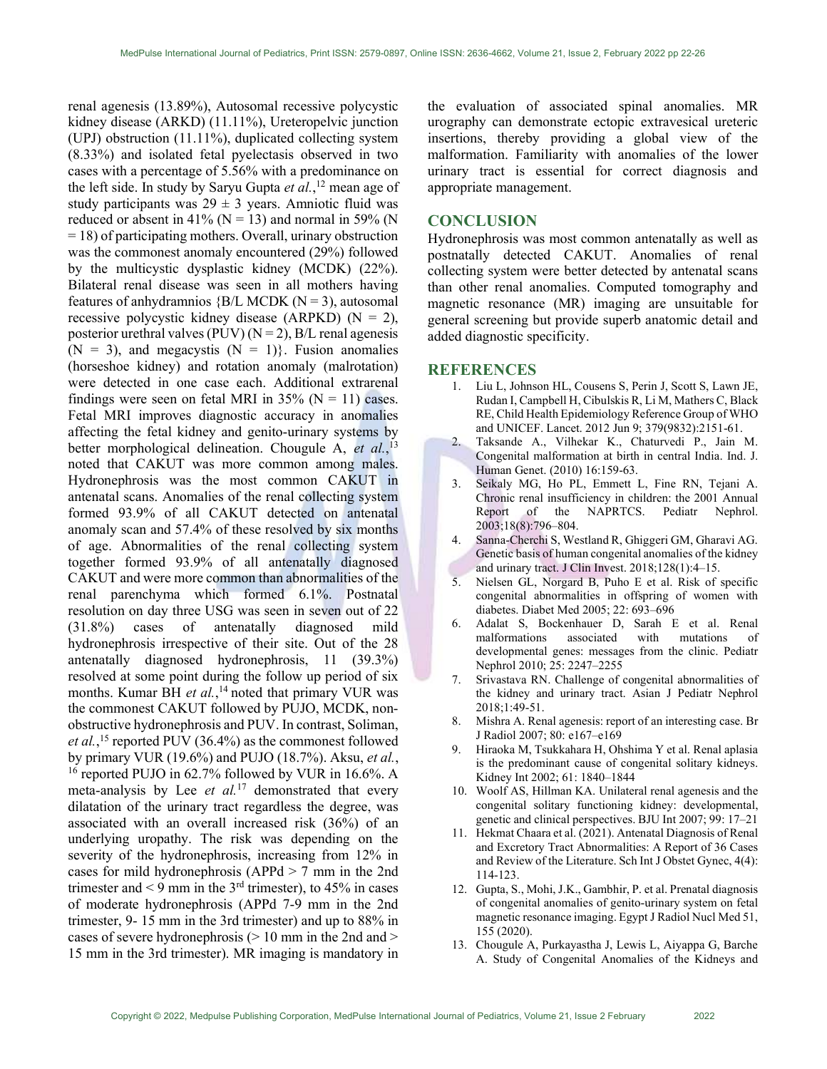renal agenesis (13.89%), Autosomal recessive polycystic kidney disease (ARKD) (11.11%), Ureteropelvic junction (UPJ) obstruction (11.11%), duplicated collecting system (8.33%) and isolated fetal pyelectasis observed in two cases with a percentage of 5.56% with a predominance on the left side. In study by Saryu Gupta *et al.*,[12] mean age of study participants was 29 ± 3 years. Amniotic fluid was reduced or absent in 41% (N = 13) and normal in 59% (N = 18) of participating mothers. Overall, urinary obstruction was the commonest anomaly encountered (29%) followed by the multicystic dysplastic kidney (MCDK) (22%). Bilateral renal disease was seen in all mothers having features of anhydramnios {B/L MCDK (N = 3), autosomal recessive polycystic kidney disease (ARPKD) (N = 2), posterior urethral valves (PUV) (N = 2), B/L renal agenesis (N = 3), and megacystis (N = 1)}. Fusion anomalies (horseshoe kidney) and rotation anomaly (malrotation) were detected in one case each. Additional extrarenal findings were seen on fetal MRI in 35% (N = 11) cases. Fetal MRI improves diagnostic accuracy in anomalies affecting the fetal kidney and genito-urinary systems by better morphological delineation. Chougule A, *et al.*,[13] noted that CAKUT was more common among males. Hydronephrosis was the most common CAKUT in antenatal scans. Anomalies of the renal collecting system formed 93.9% of all CAKUT detected on antenatal anomaly scan and 57.4% of these resolved by six months of age. Abnormalities of the renal collecting system together formed 93.9% of all antenatally diagnosed CAKUT and were more common than abnormalities of the renal parenchyma which formed 6.1%. Postnatal resolution on day three USG was seen in seven out of 22 (31.8%) cases of antenatally diagnosed mild hydronephrosis irrespective of their site. Out of the 28 antenatally diagnosed hydronephrosis, 11 (39.3%) resolved at some point during the follow up period of six months. Kumar BH *et al.*,[14] noted that primary VUR was the commonest CAKUT followed by PUJO, MCDK, non-obstructive hydronephrosis and PUV. In contrast, Soliman, *et al.*,[15] reported PUV (36.4%) as the commonest followed by primary VUR (19.6%) and PUJO (18.7%). Aksu, *et al.*,[16] reported PUJO in 62.7% followed by VUR in 16.6%. A meta-analysis by Lee *et al.*[17] demonstrated that every dilatation of the urinary tract regardless the degree, was associated with an overall increased risk (36%) of an underlying uropathy. The risk was depending on the severity of the hydronephrosis, increasing from 12% in cases for mild hydronephrosis (APPd > 7 mm in the 2nd trimester and < 9 mm in the 3rd trimester), to 45% in cases of moderate hydronephrosis (APPd 7-9 mm in the 2nd trimester, 9- 15 mm in the 3rd trimester) and up to 88% in cases of severe hydronephrosis (> 10 mm in the 2nd and > 15 mm in the 3rd trimester). MR imaging is mandatory in the evaluation of associated spinal anomalies. MR urography can demonstrate ectopic extravesical ureteric insertions, thereby providing a global view of the malformation. Familiarity with anomalies of the lower urinary tract is essential for correct diagnosis and appropriate management.

## CONCLUSION

Hydronephrosis was most common antenatally as well as postnatally detected CAKUT. Anomalies of renal collecting system were better detected by antenatal scans than other renal anomalies. Computed tomography and magnetic resonance (MR) imaging are unsuitable for general screening but provide superb anatomic detail and added diagnostic specificity.

## REFERENCES

1. Liu L, Johnson HL, Cousens S, Perin J, Scott S, Lawn JE, Rudan I, Campbell H, Cibulskis R, Li M, Mathers C, Black RE, Child Health Epidemiology Reference Group of WHO and UNICEF. Lancet. 2012 Jun 9; 379(9832):2151-61.
2. Taksande A., Vilhekar K., Chaturvedi P., Jain M. Congenital malformation at birth in central India. Ind. J. Human Genet. (2010) 16:159-63.
3. Seikaly MG, Ho PL, Emmett L, Fine RN, Tejani A. Chronic renal insufficiency in children: the 2001 Annual Report of the NAPRTCS. Pediatr Nephrol. 2003;18(8):796–804.
4. Sanna-Cherchi S, Westland R, Ghiggeri GM, Gharavi AG. Genetic basis of human congenital anomalies of the kidney and urinary tract. J Clin Invest. 2018;128(1):4–15.
5. Nielsen GL, Norgard B, Puho E et al. Risk of specific congenital abnormalities in offspring of women with diabetes. Diabet Med 2005; 22: 693–696
6. Adalat S, Bockenhauer D, Sarah E et al. Renal malformations associated with mutations of developmental genes: messages from the clinic. Pediatr Nephrol 2010; 25: 2247–2255
7. Srivastava RN. Challenge of congenital abnormalities of the kidney and urinary tract. Asian J Pediatr Nephrol 2018;1:49-51.
8. Mishra A. Renal agenesis: report of an interesting case. Br J Radiol 2007; 80: e167–e169
9. Hiraoka M, Tsukkahara H, Ohshima Y et al. Renal aplasia is the predominant cause of congenital solitary kidneys. Kidney Int 2002; 61: 1840–1844
10. Woolf AS, Hillman KA. Unilateral renal agenesis and the congenital solitary functioning kidney: developmental, genetic and clinical perspectives. BJU Int 2007; 99: 17–21
11. Hekmat Chaara et al. (2021). Antenatal Diagnosis of Renal and Excretory Tract Abnormalities: A Report of 36 Cases and Review of the Literature. Sch Int J Obstet Gynec, 4(4): 114-123.
12. Gupta, S., Mohi, J.K., Gambhir, P. et al. Prenatal diagnosis of congenital anomalies of genito-urinary system on fetal magnetic resonance imaging. Egypt J Radiol Nucl Med 51, 155 (2020).
13. Chougule A, Purkayastha J, Lewis L, Aiyappa G, Barche A. Study of Congenital Anomalies of the Kidneys and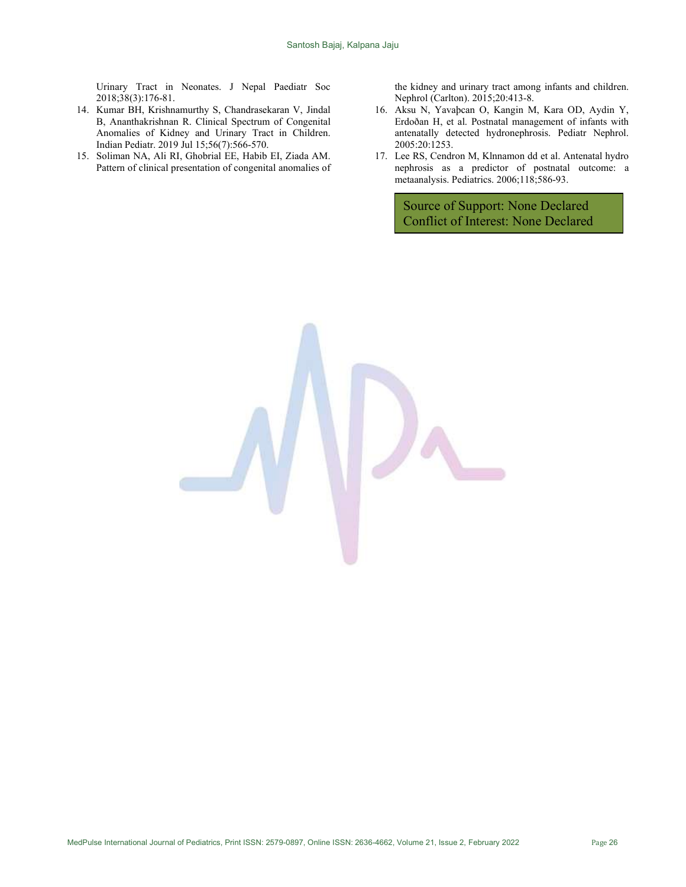Urinary Tract in Neonates. J Nepal Paediatr Soc 2018;38(3):176-81.

14. Kumar BH, Krishnamurthy S, Chandrasekaran V, Jindal B, Ananthakrishnan R. Clinical Spectrum of Congenital Anomalies of Kidney and Urinary Tract in Children. Indian Pediatr. 2019 Jul 15;56(7):566-570.
15. Soliman NA, Ali RI, Ghobrial EE, Habib EI, Ziada AM. Pattern of clinical presentation of congenital anomalies of the kidney and urinary tract among infants and children. Nephrol (Carlton). 2015;20:413-8.
16. Aksu N, Yavaþcan O, Kangin M, Kara OD, Aydin Y, Erdoðan H, et al. Postnatal management of infants with antenatally detected hydronephrosis. Pediatr Nephrol. 2005:20:1253.
17. Lee RS, Cendron M, Klnnamon dd et al. Antenatal hydro nephrosis as a predictor of postnatal outcome: a metaanalysis. Pediatrics. 2006;118;586-93.

Source of Support: None Declared
Conflict of Interest: None Declared